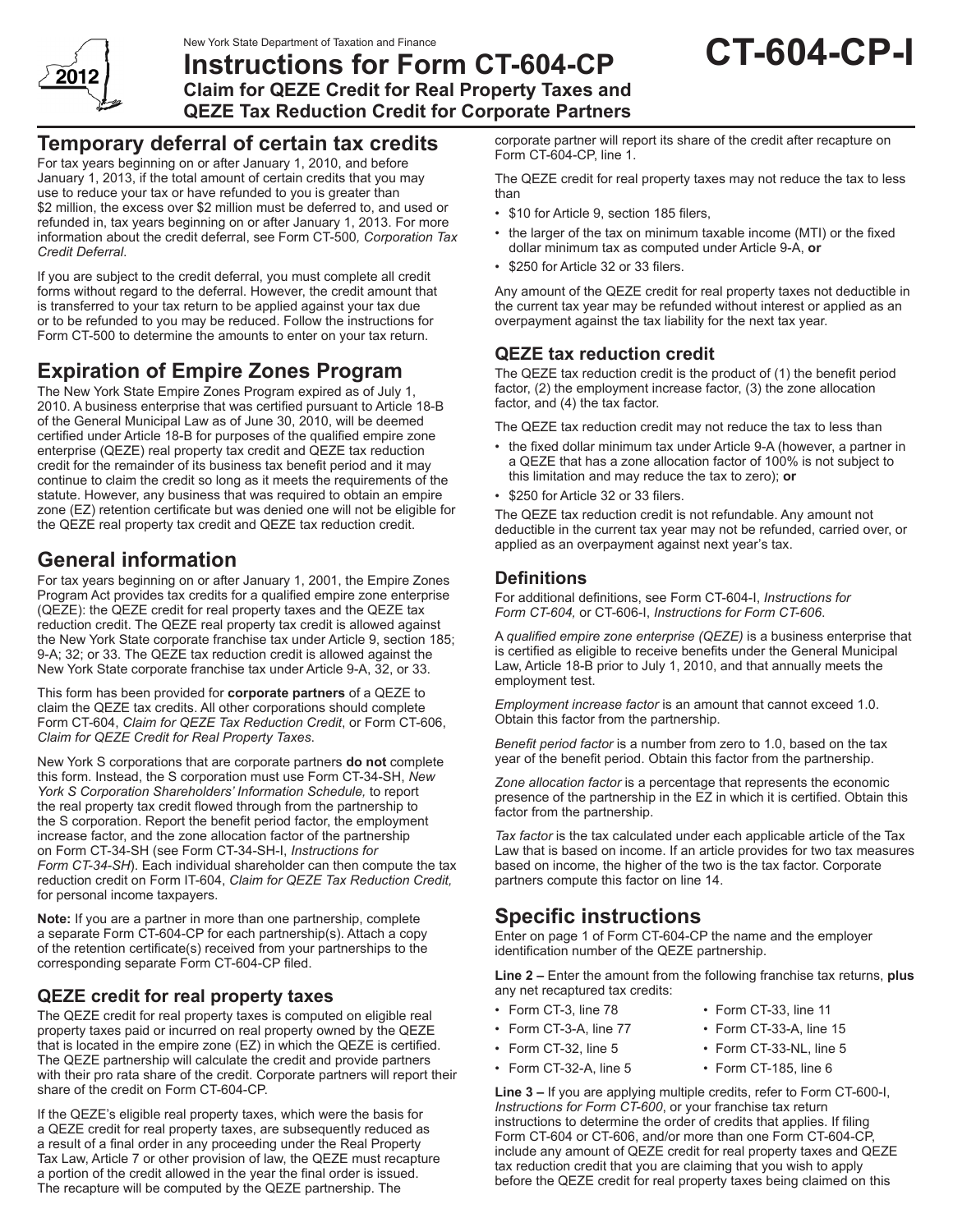New York State Department of Taxation and Finance

# Instructions for Form CT-604-CP

## Claim for QEZE Credit for Real Property Taxes and QEZE Tax Reduction Credit for Corporate Partners

**CT-604-CP-I**

2012

## Temporary deferral of certain tax credits

For tax years beginning on or after January 1, 2010, and before January 1, 2013, if the total amount of certain credits that you may use to reduce your tax or have refunded to you is greater than $2 million, the excess over $2 million must be deferred to, and used or refunded in, tax years beginning on or after January 1, 2013. For more information about the credit deferral, see Form CT-500*, Corporation Tax Credit Deferral*.

If you are subject to the credit deferral, you must complete all credit forms without regard to the deferral. However, the credit amount that is transferred to your tax return to be applied against your tax due or to be refunded to you may be reduced. Follow the instructions for Form CT-500 to determine the amounts to enter on your tax return.

## Expiration of Empire Zones Program

The New York State Empire Zones Program expired as of July 1, 2010. A business enterprise that was certified pursuant to Article 18-B of the General Municipal Law as of June 30, 2010, will be deemed certified under Article 18-B for purposes of the qualified empire zone enterprise (QEZE) real property tax credit and QEZE tax reduction credit for the remainder of its business tax benefit period and it may continue to claim the credit so long as it meets the requirements of the statute. However, any business that was required to obtain an empire zone (EZ) retention certificate but was denied one will not be eligible for the QEZE real property tax credit and QEZE tax reduction credit.

## General information

For tax years beginning on or after January 1, 2001, the Empire Zones Program Act provides tax credits for a qualified empire zone enterprise (QEZE): the QEZE credit for real property taxes and the QEZE tax reduction credit. The QEZE real property tax credit is allowed against the New York State corporate franchise tax under Article 9, section 185; 9-A; 32; or 33. The QEZE tax reduction credit is allowed against the New York State corporate franchise tax under Article 9-A, 32, or 33.

This form has been provided for **corporate partners** of a QEZE to claim the QEZE tax credits. All other corporations should complete Form CT-604, *Claim for QEZE Tax Reduction Credit*, or Form CT-606, *Claim for QEZE Credit for Real Property Taxes*.

New York S corporations that are corporate partners **do not** complete this form. Instead, the S corporation must use Form CT-34-SH, *New York S Corporation Shareholders' Information Schedule,* to report the real property tax credit flowed through from the partnership to the S corporation. Report the benefit period factor, the employment increase factor, and the zone allocation factor of the partnership on Form CT-34-SH (see Form CT-34-SH-I, *Instructions for Form CT-34-SH*). Each individual shareholder can then compute the tax reduction credit on Form IT-604, *Claim for QEZE Tax Reduction Credit,* for personal income taxpayers.

**Note:** If you are a partner in more than one partnership, complete a separate Form CT-604-CP for each partnership(s). Attach a copy of the retention certificate(s) received from your partnerships to the corresponding separate Form CT-604-CP filed.

### QEZE credit for real property taxes

The QEZE credit for real property taxes is computed on eligible real property taxes paid or incurred on real property owned by the QEZE that is located in the empire zone (EZ) in which the QEZE is certified. The QEZE partnership will calculate the credit and provide partners with their pro rata share of the credit. Corporate partners will report their share of the credit on Form CT-604-CP.

If the QEZE's eligible real property taxes, which were the basis for a QEZE credit for real property taxes, are subsequently reduced as a result of a final order in any proceeding under the Real Property Tax Law, Article 7 or other provision of law, the QEZE must recapture a portion of the credit allowed in the year the final order is issued. The recapture will be computed by the QEZE partnership. The corporate partner will report its share of the credit after recapture on Form CT-604-CP, line 1.

The QEZE credit for real property taxes may not reduce the tax to less than

- $10 for Article 9, section 185 filers,
- the larger of the tax on minimum taxable income (MTI) or the fixed dollar minimum tax as computed under Article 9-A, **or**
- $250 for Article 32 or 33 filers.

Any amount of the QEZE credit for real property taxes not deductible in the current tax year may be refunded without interest or applied as an overpayment against the tax liability for the next tax year.

### QEZE tax reduction credit

The QEZE tax reduction credit is the product of (1) the benefit period factor, (2) the employment increase factor, (3) the zone allocation factor, and (4) the tax factor.

The QEZE tax reduction credit may not reduce the tax to less than

- the fixed dollar minimum tax under Article 9-A (however, a partner in a QEZE that has a zone allocation factor of 100% is not subject to this limitation and may reduce the tax to zero); **or**
- $250 for Article 32 or 33 filers.

The QEZE tax reduction credit is not refundable. Any amount not deductible in the current tax year may not be refunded, carried over, or applied as an overpayment against next year's tax.

### Definitions

For additional definitions, see Form CT-604-I, *Instructions for Form CT-604,* or CT-606-I, *Instructions for Form CT-606*.

A *qualified empire zone enterprise (QEZE)* is a business enterprise that is certified as eligible to receive benefits under the General Municipal Law, Article 18-B prior to July 1, 2010, and that annually meets the employment test.

*Employment increase factor* is an amount that cannot exceed 1.0. Obtain this factor from the partnership.

*Benefit period factor* is a number from zero to 1.0, based on the tax year of the benefit period. Obtain this factor from the partnership.

*Zone allocation factor* is a percentage that represents the economic presence of the partnership in the EZ in which it is certified. Obtain this factor from the partnership.

*Tax factor* is the tax calculated under each applicable article of the Tax Law that is based on income. If an article provides for two tax measures based on income, the higher of the two is the tax factor. Corporate partners compute this factor on line 14.

## Specific instructions

Enter on page 1 of Form CT-604-CP the name and the employer identification number of the QEZE partnership.

**Line 2 –** Enter the amount from the following franchise tax returns, **plus** any net recaptured tax credits:

- Form CT-3, line 78
- Form CT-3-A, line 77
- Form CT-32, line 5
- Form CT-32-A, line 5
- Form CT-33, line 11
- Form CT-33-A, line 15
- Form CT-33-NL, line 5
- Form CT-185, line 6

**Line 3 –** If you are applying multiple credits, refer to Form CT-600-I, *Instructions for Form CT-600*, or your franchise tax return instructions to determine the order of credits that applies. If filing Form CT-604 or CT-606, and/or more than one Form CT-604-CP, include any amount of QEZE credit for real property taxes and QEZE tax reduction credit that you are claiming that you wish to apply before the QEZE credit for real property taxes being claimed on this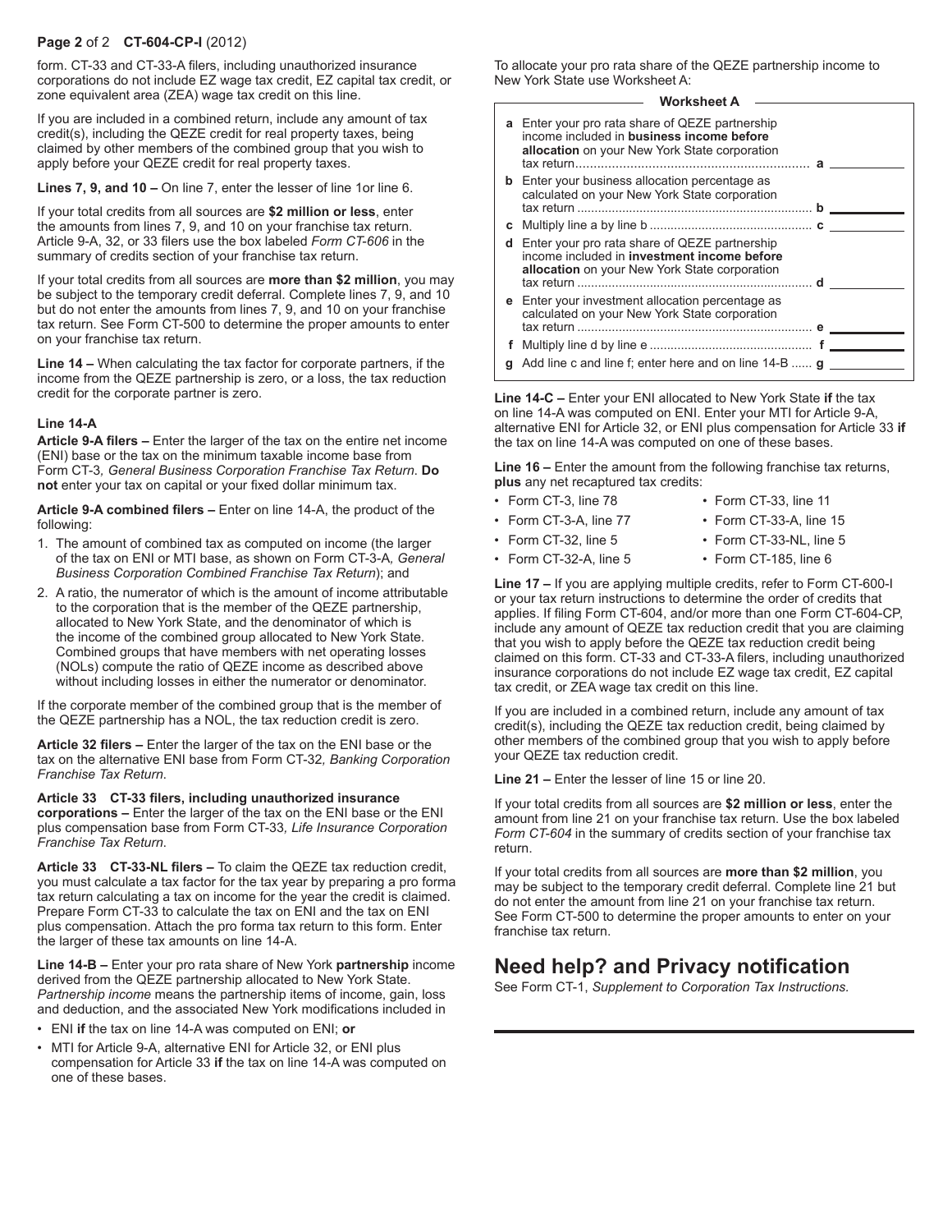form. CT-33 and CT-33-A filers, including unauthorized insurance corporations do not include EZ wage tax credit, EZ capital tax credit, or zone equivalent area (ZEA) wage tax credit on this line.

If you are included in a combined return, include any amount of tax credit(s), including the QEZE credit for real property taxes, being claimed by other members of the combined group that you wish to apply before your QEZE credit for real property taxes.

**Lines 7, 9, and 10 –** On line 7, enter the lesser of line 1or line 6.

If your total credits from all sources are **$2 million or less**, enter the amounts from lines 7, 9, and 10 on your franchise tax return. Article 9-A, 32, or 33 filers use the box labeled *Form CT-606* in the summary of credits section of your franchise tax return.

If your total credits from all sources are **more than $2 million**, you may be subject to the temporary credit deferral. Complete lines 7, 9, and 10 but do not enter the amounts from lines 7, 9, and 10 on your franchise tax return. See Form CT-500 to determine the proper amounts to enter on your franchise tax return.

**Line 14 –** When calculating the tax factor for corporate partners, if the income from the QEZE partnership is zero, or a loss, the tax reduction credit for the corporate partner is zero.

**Line 14-A**

**Article 9-A filers –** Enter the larger of the tax on the entire net income (ENI) base or the tax on the minimum taxable income base from Form CT-3*, General Business Corporation Franchise Tax Return*. **Do not** enter your tax on capital or your fixed dollar minimum tax.

**Article 9-A combined filers –** Enter on line 14-A, the product of the following:

1. The amount of combined tax as computed on income (the larger of the tax on ENI or MTI base, as shown on Form CT-3-A, *General Business Corporation Combined Franchise Tax Return*); and
2. A ratio, the numerator of which is the amount of income attributable to the corporation that is the member of the QEZE partnership, allocated to New York State, and the denominator of which is the income of the combined group allocated to New York State. Combined groups that have members with net operating losses (NOLs) compute the ratio of QEZE income as described above without including losses in either the numerator or denominator.

If the corporate member of the combined group that is the member of the QEZE partnership has a NOL, the tax reduction credit is zero.

**Article 32 filers –** Enter the larger of the tax on the ENI base or the tax on the alternative ENI base from Form CT-32*, Banking Corporation Franchise Tax Return*.

**Article 33 CT-33 filers, including unauthorized insurance corporations –** Enter the larger of the tax on the ENI base or the ENI plus compensation base from Form CT-33*, Life Insurance Corporation Franchise Tax Return*.

**Article 33 CT-33-NL filers –** To claim the QEZE tax reduction credit, you must calculate a tax factor for the tax year by preparing a pro forma tax return calculating a tax on income for the year the credit is claimed. Prepare Form CT-33 to calculate the tax on ENI and the tax on ENI plus compensation. Attach the pro forma tax return to this form. Enter the larger of these tax amounts on line 14-A.

**Line 14-B –** Enter your pro rata share of New York **partnership** income derived from the QEZE partnership allocated to New York State. *Partnership income* means the partnership items of income, gain, loss and deduction, and the associated New York modifications included in

- ENI **if** the tax on line 14-A was computed on ENI; **or**
- MTI for Article 9-A, alternative ENI for Article 32, or ENI plus compensation for Article 33 **if** the tax on line 14-A was computed on one of these bases.

To allocate your pro rata share of the QEZE partnership income to New York State use Worksheet A:

**Worksheet A**

| | | | |
|---|---|---|---|
| **a** | Enter your pro rata share of QEZE partnership income included in **business income before allocation** on your New York State corporation tax return | **a** | |
| **b** | Enter your business allocation percentage as calculated on your New York State corporation tax return | **b** | |
| **c** | Multiply line a by line b | **c** | |
| **d** | Enter your pro rata share of QEZE partnership income included in **investment income before allocation** on your New York State corporation tax return | **d** | |
| **e** | Enter your investment allocation percentage as calculated on your New York State corporation tax return | **e** | |
| **f** | Multiply line d by line e | **f** | |
| **g** | Add line c and line f; enter here and on line 14-B | **g** | |

**Line 14-C –** Enter your ENI allocated to New York State **if** the tax on line 14-A was computed on ENI. Enter your MTI for Article 9-A, alternative ENI for Article 32, or ENI plus compensation for Article 33 **if** the tax on line 14-A was computed on one of these bases.

**Line 16 –** Enter the amount from the following franchise tax returns, **plus** any net recaptured tax credits:

- Form CT-3, line 78
- Form CT-3-A, line 77
- Form CT-32, line 5
- Form CT-32-A, line 5
- Form CT-33, line 11
- Form CT-33-A, line 15
- Form CT-33-NL, line 5
- Form CT-185, line 6

**Line 17 –** If you are applying multiple credits, refer to Form CT-600-I or your tax return instructions to determine the order of credits that applies. If filing Form CT-604, and/or more than one Form CT-604-CP, include any amount of QEZE tax reduction credit that you are claiming that you wish to apply before the QEZE tax reduction credit being claimed on this form. CT-33 and CT-33-A filers, including unauthorized insurance corporations do not include EZ wage tax credit, EZ capital tax credit, or ZEA wage tax credit on this line.

If you are included in a combined return, include any amount of tax credit(s), including the QEZE tax reduction credit, being claimed by other members of the combined group that you wish to apply before your QEZE tax reduction credit.

**Line 21 –** Enter the lesser of line 15 or line 20.

If your total credits from all sources are **$2 million or less**, enter the amount from line 21 on your franchise tax return. Use the box labeled *Form CT-604* in the summary of credits section of your franchise tax return.

If your total credits from all sources are **more than $2 million**, you may be subject to the temporary credit deferral. Complete line 21 but do not enter the amount from line 21 on your franchise tax return. See Form CT-500 to determine the proper amounts to enter on your franchise tax return.

## Need help? and Privacy notification

See Form CT-1, *Supplement to Corporation Tax Instructions.*